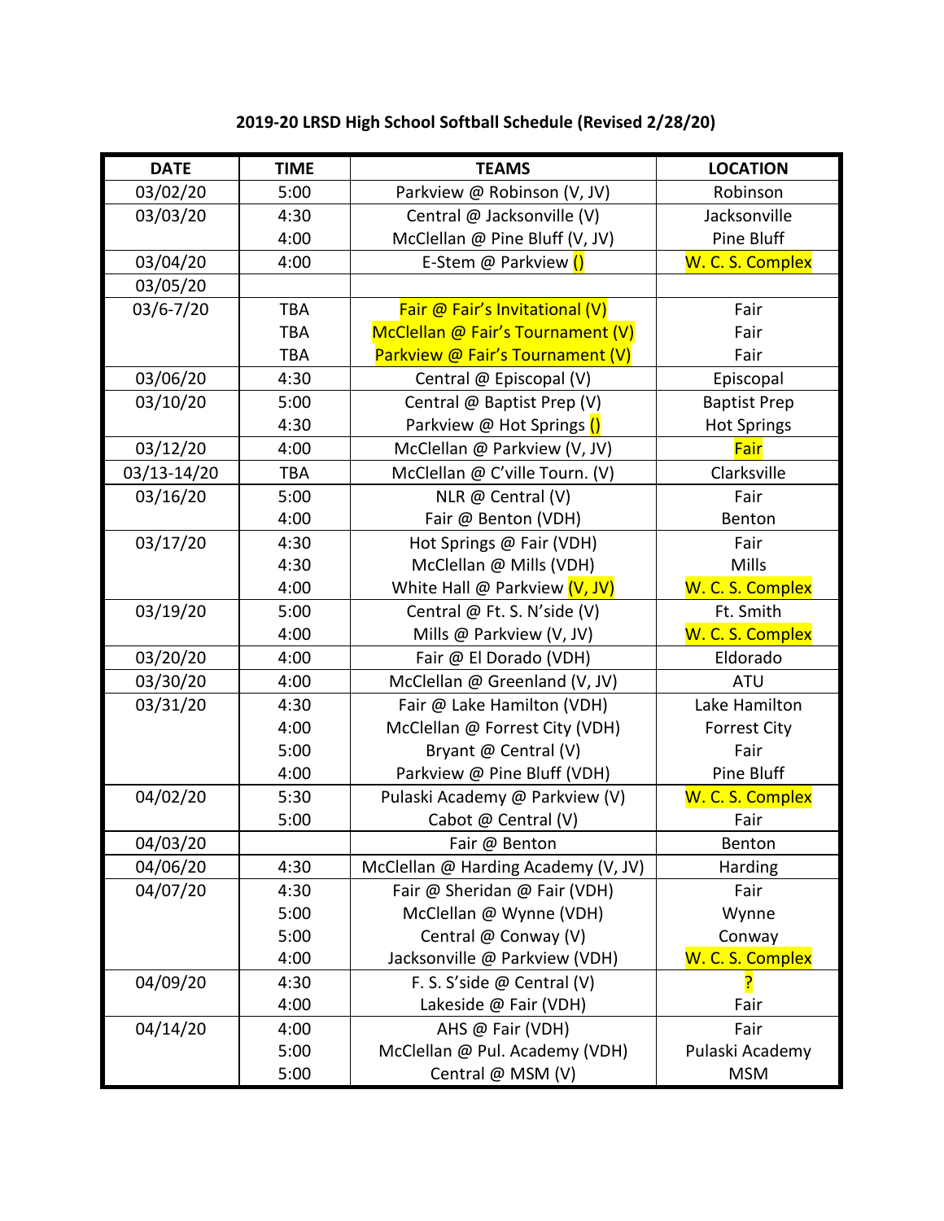**2019-20 LRSD High School Softball Schedule (Revised 2/28/20)**

| DATE | TIME | TEAMS | LOCATION |
|---|---|---|---|
| 03/02/20 | 5:00 | Parkview @ Robinson (V, JV) | Robinson |
| 03/03/20 | 4:30 | Central @ Jacksonville (V) | Jacksonville |
| | 4:00 | McClellan @ Pine Bluff (V, JV) | Pine Bluff |
| 03/04/20 | 4:00 | E-Stem @ Parkview () | W. C. S. Complex |
| 03/05/20 | | | |
| 03/6-7/20 | TBA | Fair @ Fair's Invitational (V) | Fair |
| | TBA | McClellan @ Fair's Tournament (V) | Fair |
| | TBA | Parkview @ Fair's Tournament (V) | Fair |
| 03/06/20 | 4:30 | Central @ Episcopal (V) | Episcopal |
| 03/10/20 | 5:00 | Central @ Baptist Prep (V) | Baptist Prep |
| | 4:30 | Parkview @ Hot Springs () | Hot Springs |
| 03/12/20 | 4:00 | McClellan @ Parkview (V, JV) | Fair |
| 03/13-14/20 | TBA | McClellan @ C'ville Tourn. (V) | Clarksville |
| 03/16/20 | 5:00 | NLR @ Central (V) | Fair |
| | 4:00 | Fair @ Benton (VDH) | Benton |
| 03/17/20 | 4:30 | Hot Springs @ Fair (VDH) | Fair |
| | 4:30 | McClellan @ Mills (VDH) | Mills |
| | 4:00 | White Hall @ Parkview (V, JV) | W. C. S. Complex |
| 03/19/20 | 5:00 | Central @ Ft. S. N'side (V) | Ft. Smith |
| | 4:00 | Mills @ Parkview (V, JV) | W. C. S. Complex |
| 03/20/20 | 4:00 | Fair @ El Dorado (VDH) | Eldorado |
| 03/30/20 | 4:00 | McClellan @ Greenland (V, JV) | ATU |
| 03/31/20 | 4:30 | Fair @ Lake Hamilton (VDH) | Lake Hamilton |
| | 4:00 | McClellan @ Forrest City (VDH) | Forrest City |
| | 5:00 | Bryant @ Central (V) | Fair |
| | 4:00 | Parkview @ Pine Bluff (VDH) | Pine Bluff |
| 04/02/20 | 5:30 | Pulaski Academy @ Parkview (V) | W. C. S. Complex |
| | 5:00 | Cabot @ Central (V) | Fair |
| 04/03/20 | | Fair @ Benton | Benton |
| 04/06/20 | 4:30 | McClellan @ Harding Academy (V, JV) | Harding |
| 04/07/20 | 4:30 | Fair @ Sheridan @ Fair (VDH) | Fair |
| | 5:00 | McClellan @ Wynne (VDH) | Wynne |
| | 5:00 | Central @ Conway (V) | Conway |
| | 4:00 | Jacksonville @ Parkview (VDH) | W. C. S. Complex |
| 04/09/20 | 4:30 | F. S. S'side @ Central (V) | ? |
| | 4:00 | Lakeside @ Fair (VDH) | Fair |
| 04/14/20 | 4:00 | AHS @ Fair (VDH) | Fair |
| | 5:00 | McClellan @ Pul. Academy (VDH) | Pulaski Academy |
| | 5:00 | Central @ MSM (V) | MSM |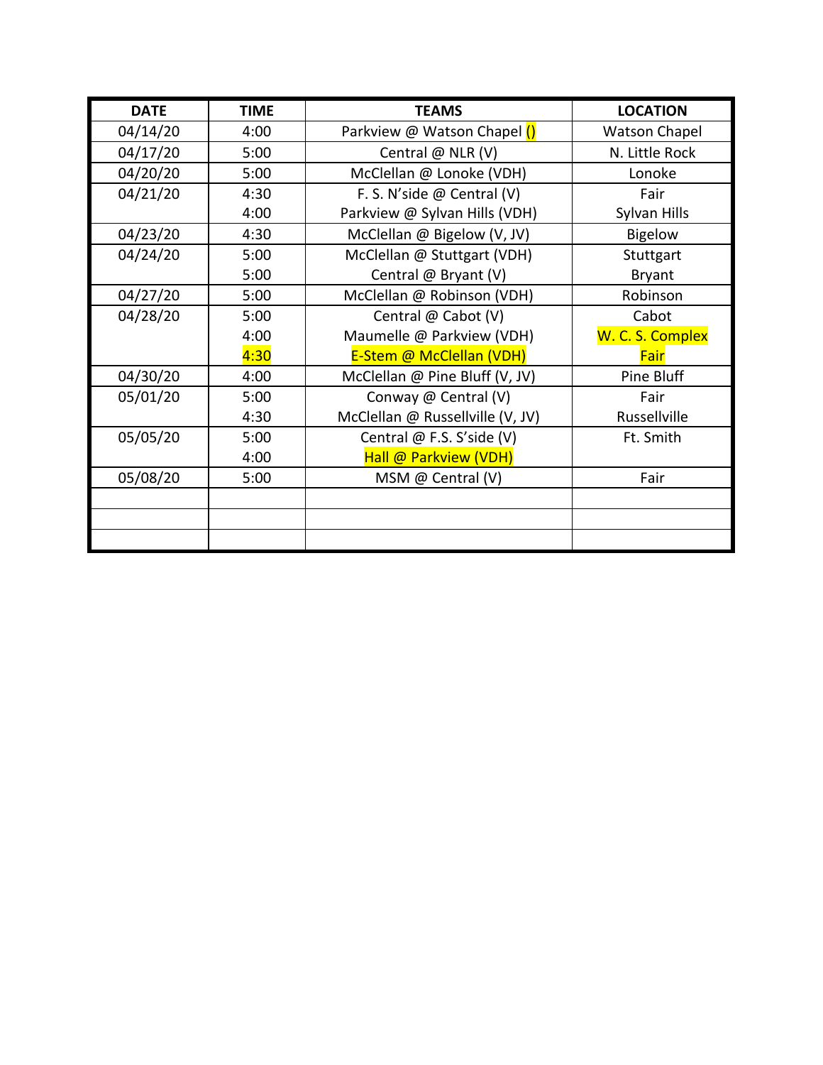| DATE | TIME | TEAMS | LOCATION |
|---|---|---|---|
| 04/14/20 | 4:00 | Parkview @ Watson Chapel () | Watson Chapel |
| 04/17/20 | 5:00 | Central @ NLR (V) | N. Little Rock |
| 04/20/20 | 5:00 | McClellan @ Lonoke (VDH) | Lonoke |
| 04/21/20 | 4:30 | F. S. N'side @ Central (V) | Fair |
| | 4:00 | Parkview @ Sylvan Hills (VDH) | Sylvan Hills |
| 04/23/20 | 4:30 | McClellan @ Bigelow (V, JV) | Bigelow |
| 04/24/20 | 5:00 | McClellan @ Stuttgart (VDH) | Stuttgart |
| | 5:00 | Central @ Bryant (V) | Bryant |
| 04/27/20 | 5:00 | McClellan @ Robinson (VDH) | Robinson |
| 04/28/20 | 5:00 | Central @ Cabot (V) | Cabot |
| | 4:00 | Maumelle @ Parkview (VDH) | W. C. S. Complex |
| | 4:30 | E-Stem @ McClellan (VDH) | Fair |
| 04/30/20 | 4:00 | McClellan @ Pine Bluff (V, JV) | Pine Bluff |
| 05/01/20 | 5:00 | Conway @ Central (V) | Fair |
| | 4:30 | McClellan @ Russellville (V, JV) | Russellville |
| 05/05/20 | 5:00 | Central @ F.S. S'side (V) | Ft. Smith |
| | 4:00 | Hall @ Parkview (VDH) | |
| 05/08/20 | 5:00 | MSM @ Central (V) | Fair |
| | | | |
| | | | |
| | | | |